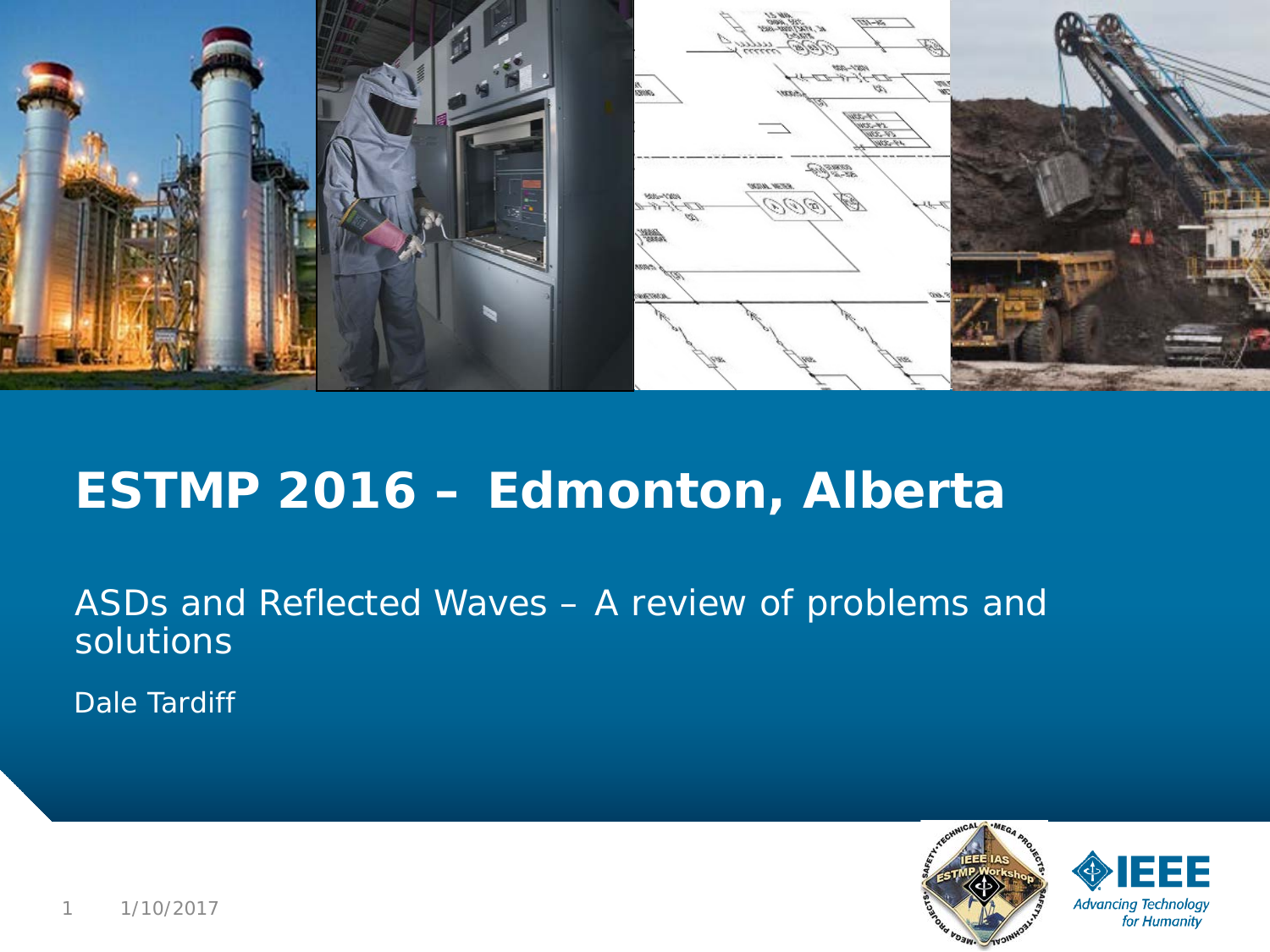# ESTMP 2016 – Edmonton, Alberta

ASDs and Reflected Waves – A review of problems and solutions

Dale Tardiff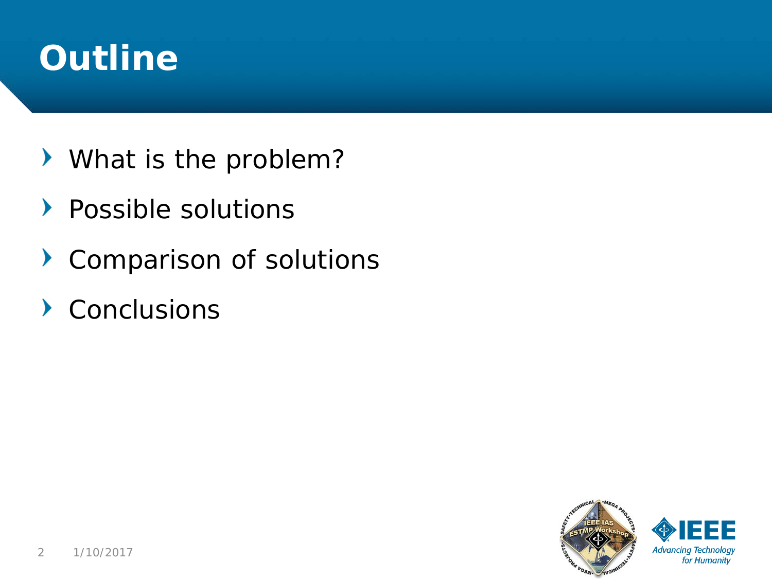# Outline

- What is the problem?
- Possible solutions
- Comparison of solutions
- Conclusions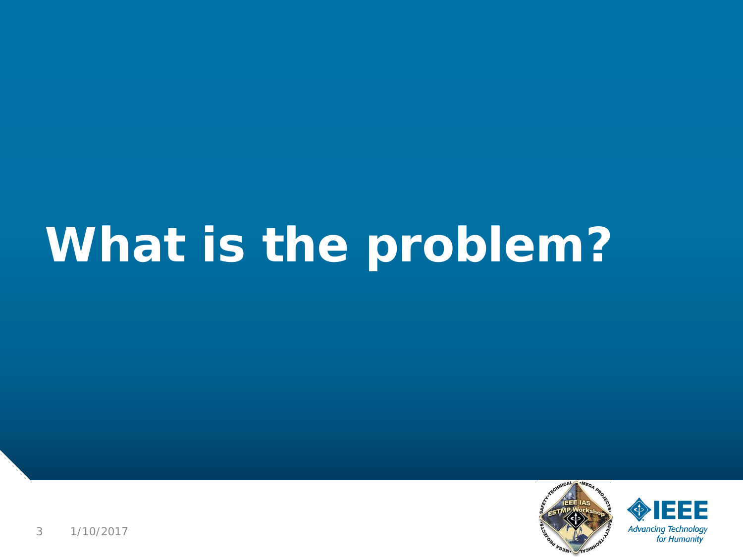# What is the problem?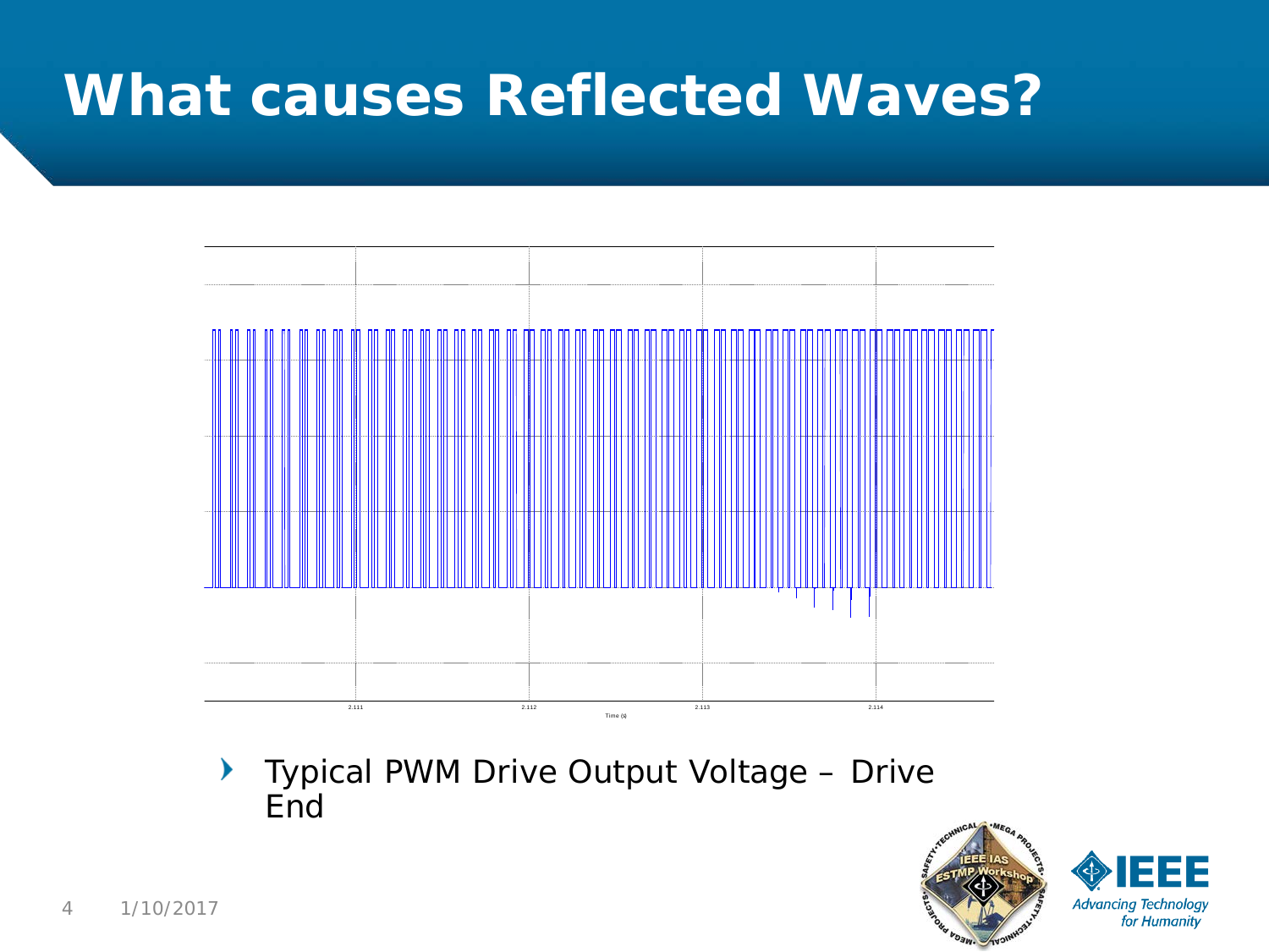# What causes Reflected Waves?

- Typical PWM Drive Output Voltage – Drive End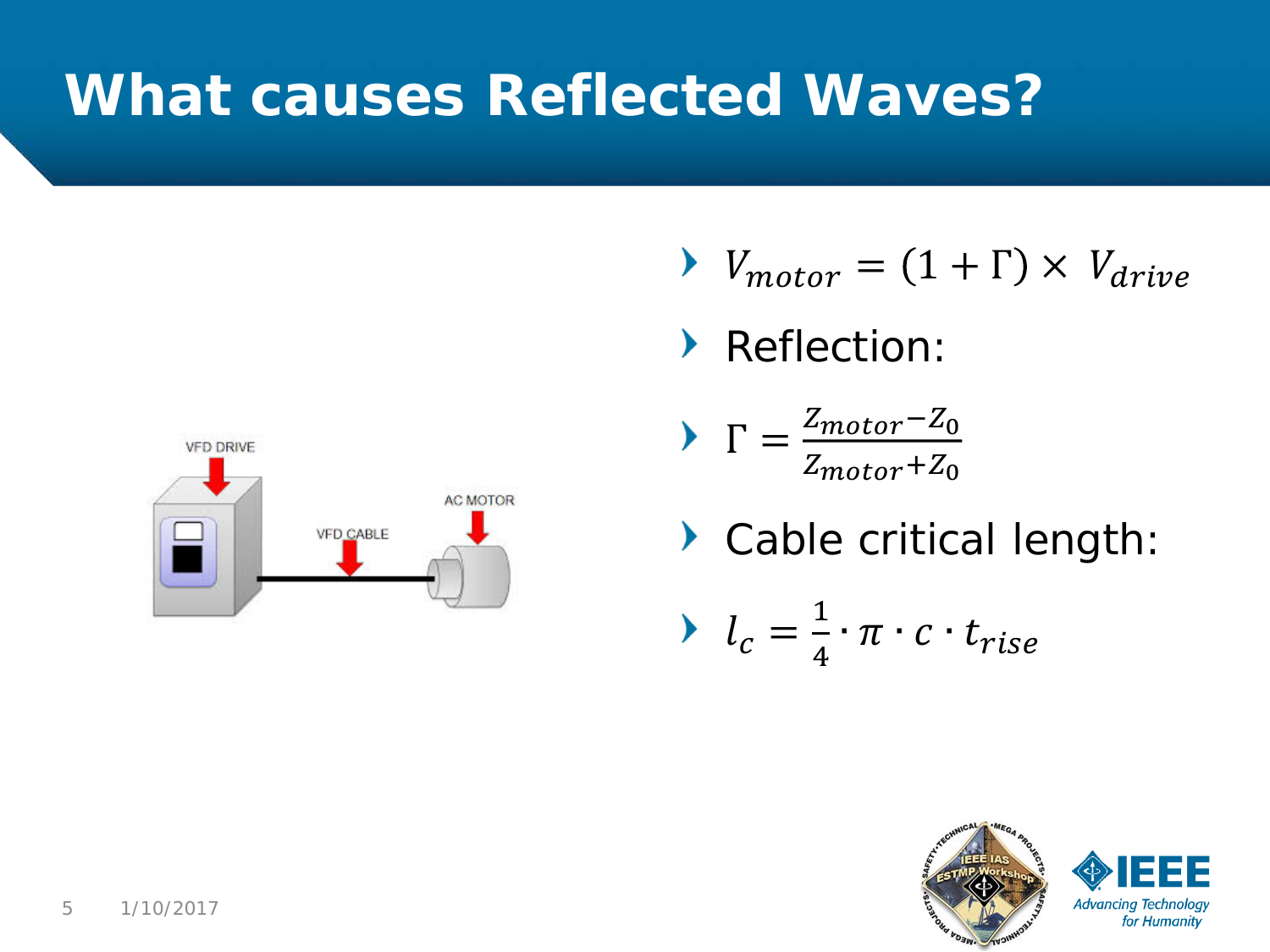# What causes Reflected Waves?

VFD DRIVE

VFD CABLE

AC MOTOR

- $V_{motor} = (1 + \Gamma) \times V_{drive}$
- Reflection:
- $\Gamma = \frac{Z_{motor} - Z_0}{Z_{motor} + Z_0}$
- Cable critical length:
- $l_c = \frac{1}{4} \cdot \pi \cdot c \cdot t_{rise}$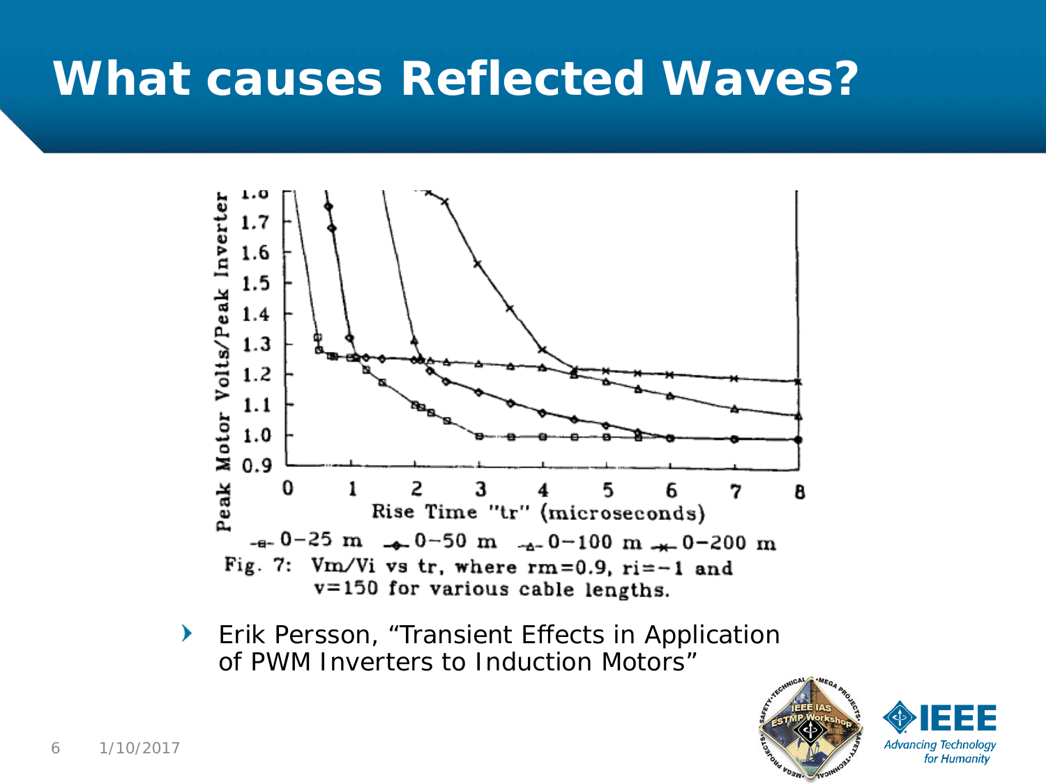# What causes Reflected Waves?

Peak Motor Volts/Peak Inverter

Rise Time "tr" (microseconds)

0–25 m, 0–50 m, 0–100 m, 0–200 m

Fig. 7: Vm/Vi vs tr, where rm=0.9, ri=−1 and v=150 for various cable lengths.

- Erik Persson, "Transient Effects in Application of PWM Inverters to Induction Motors"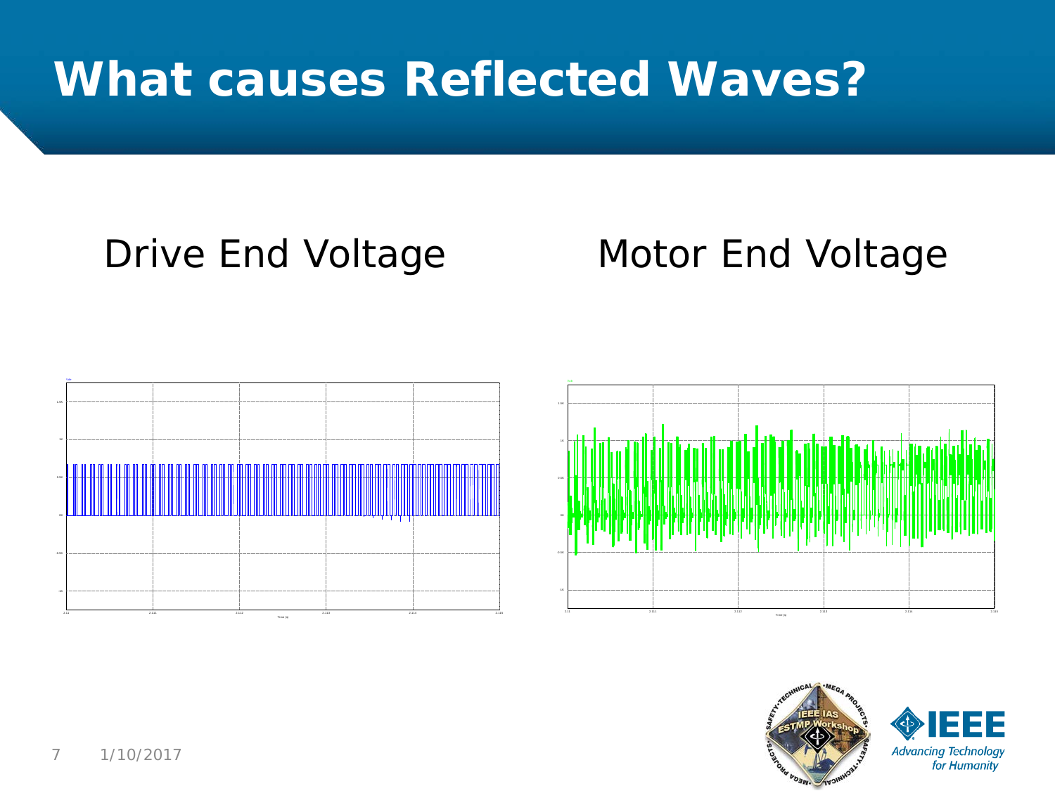# What causes Reflected Waves?

Drive End Voltage

Motor End Voltage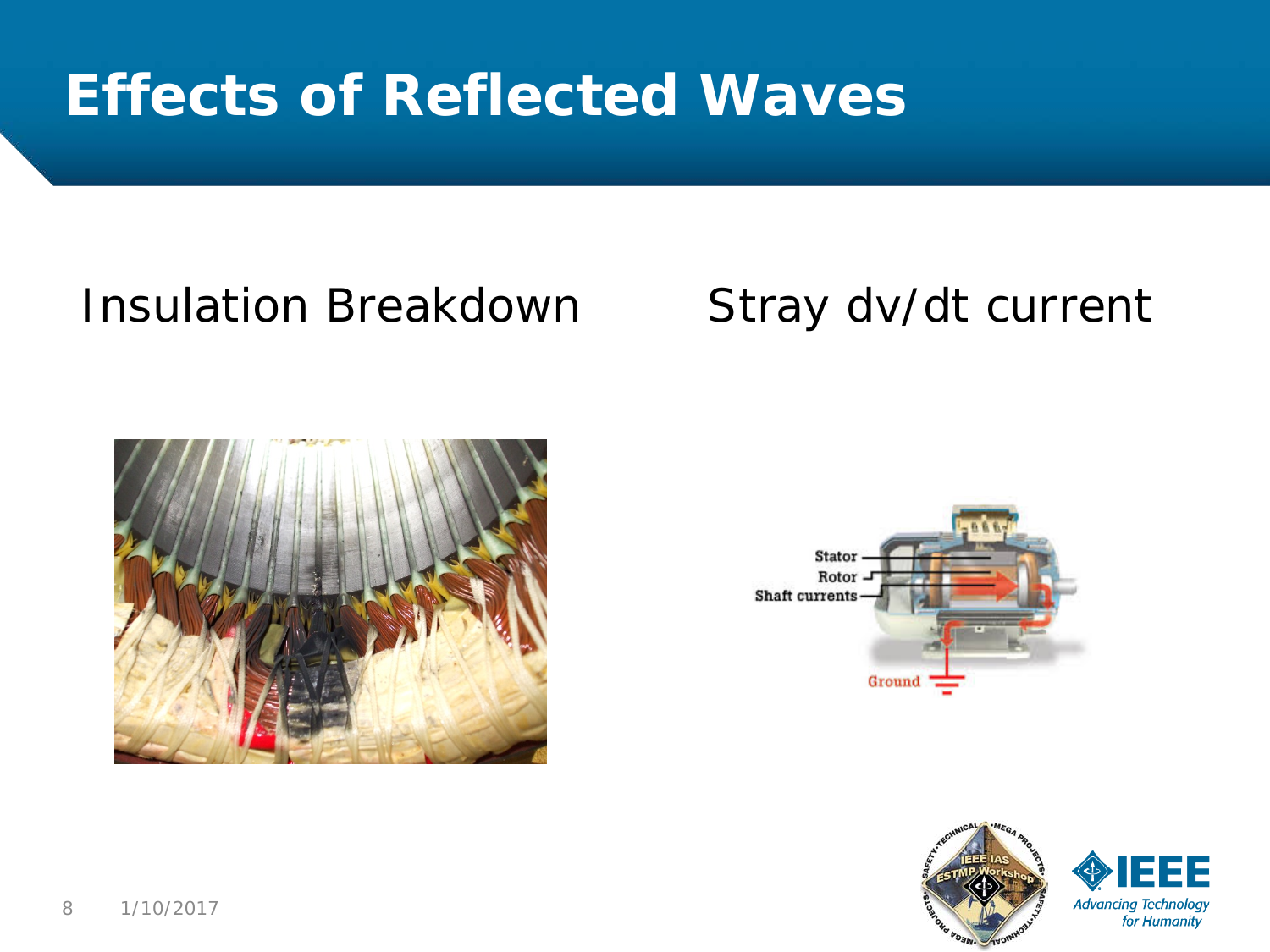# Effects of Reflected Waves

Insulation Breakdown

Stray dv/dt current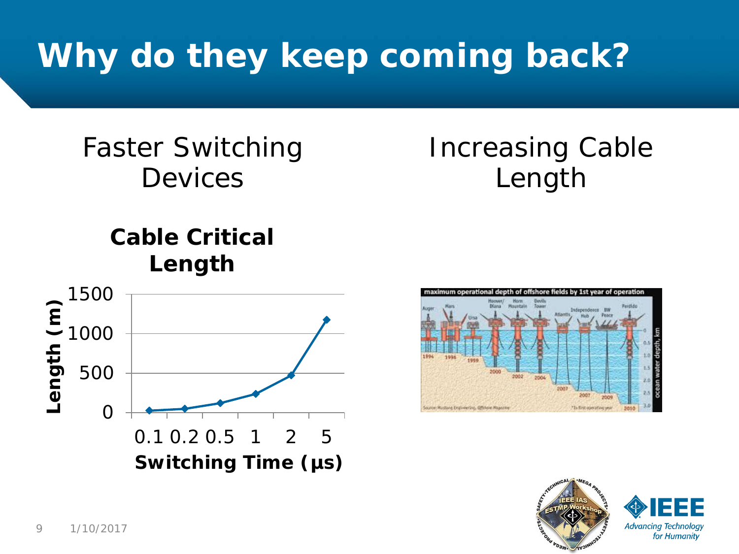# Why do they keep coming back?

## Faster Switching Devices

**Cable Critical Length**

| Switching Time (µs) | Length (m) |
|---|---|
| 0.1 | ~25 |
| 0.2 | ~50 |
| 0.5 | ~120 |
| 1 | ~240 |
| 2 | ~470 |
| 5 | ~1175 |

## Increasing Cable Length

maximum operational depth of offshore fields by 1st year of operation

Source: Mustang Engineering, Offshore Magazine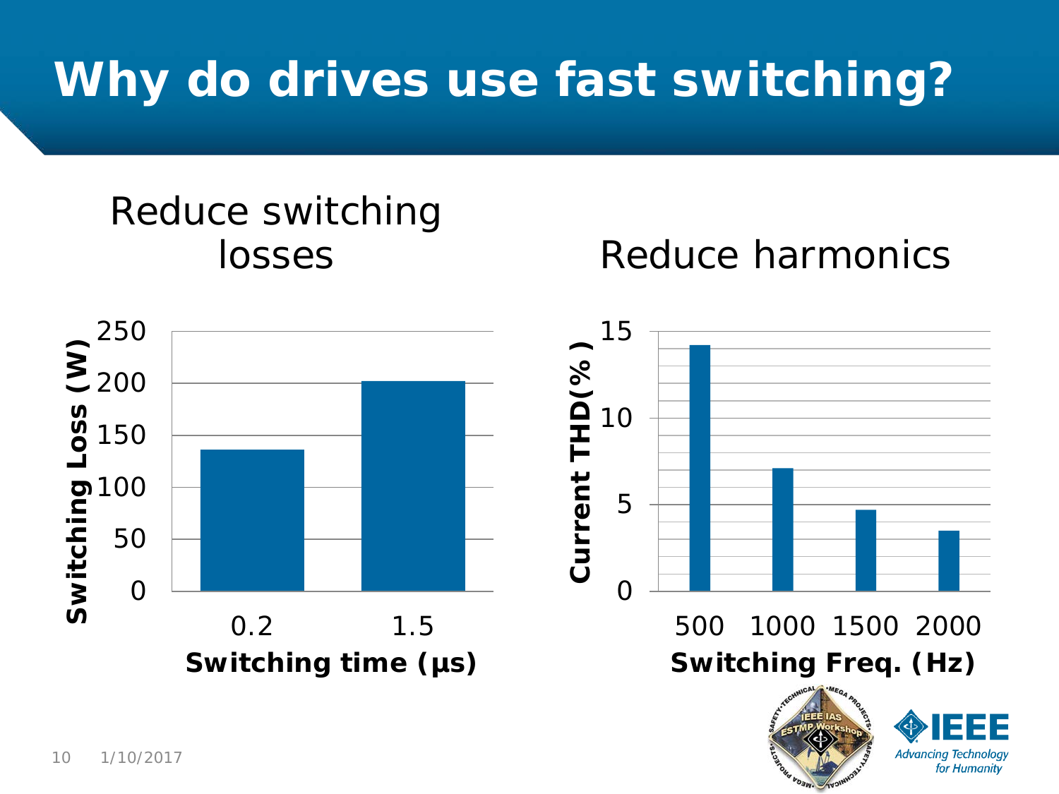# Why do drives use fast switching?

## Reduce switching losses

| Switching time (µs) | Switching Loss (W) |
|---|---|
| 0.2 | ~135 |
| 1.5 | ~200 |

## Reduce harmonics

| Switching Freq. (Hz) | Current THD(%) |
|---|---|
| 500 | ~14.2 |
| 1000 | ~7.1 |
| 1500 | ~4.7 |
| 2000 | ~3.5 |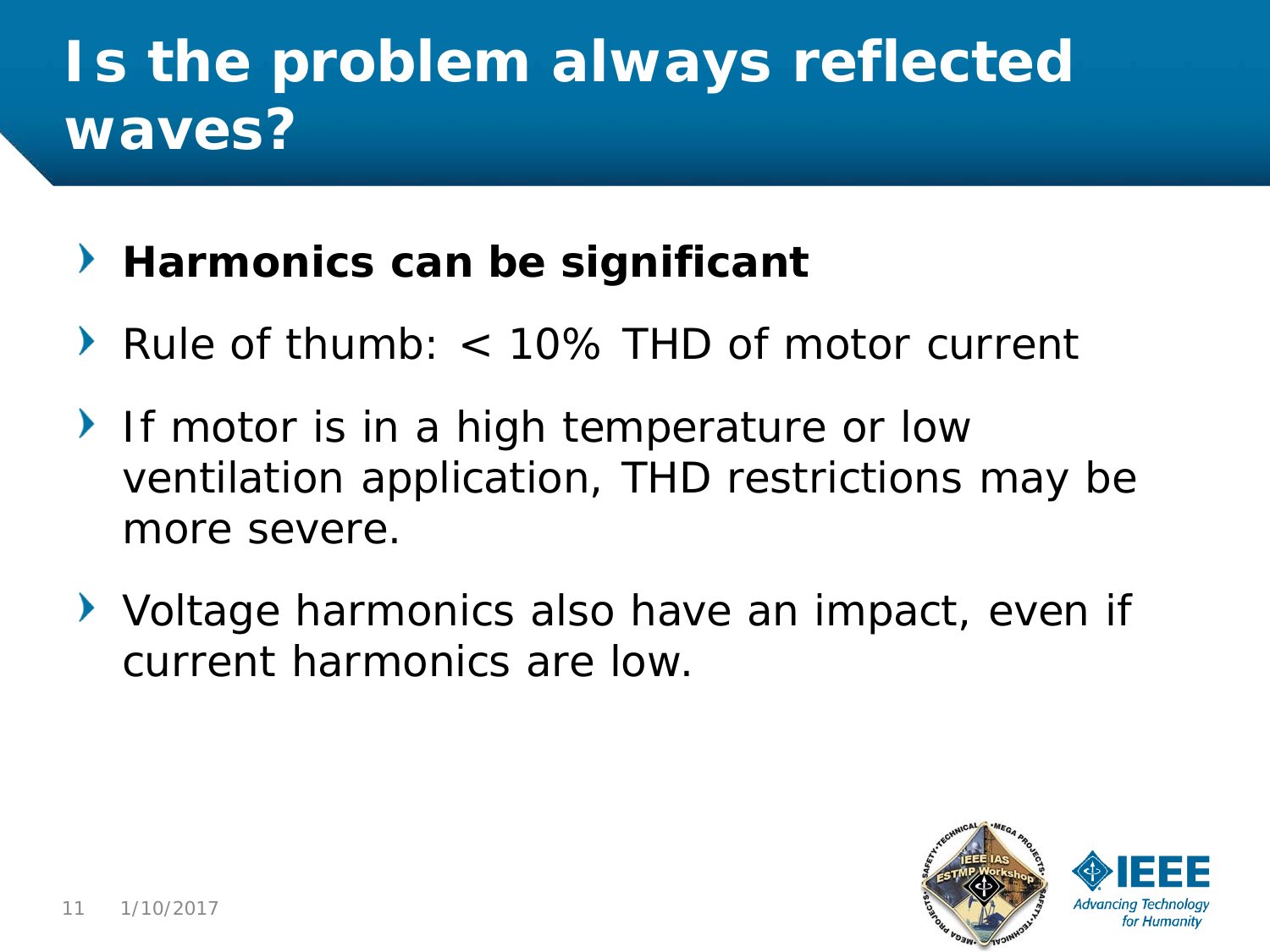# Is the problem always reflected waves?

- **Harmonics can be significant**
- Rule of thumb: < 10% THD of motor current
- If motor is in a high temperature or low ventilation application, THD restrictions may be more severe.
- Voltage harmonics also have an impact, even if current harmonics are low.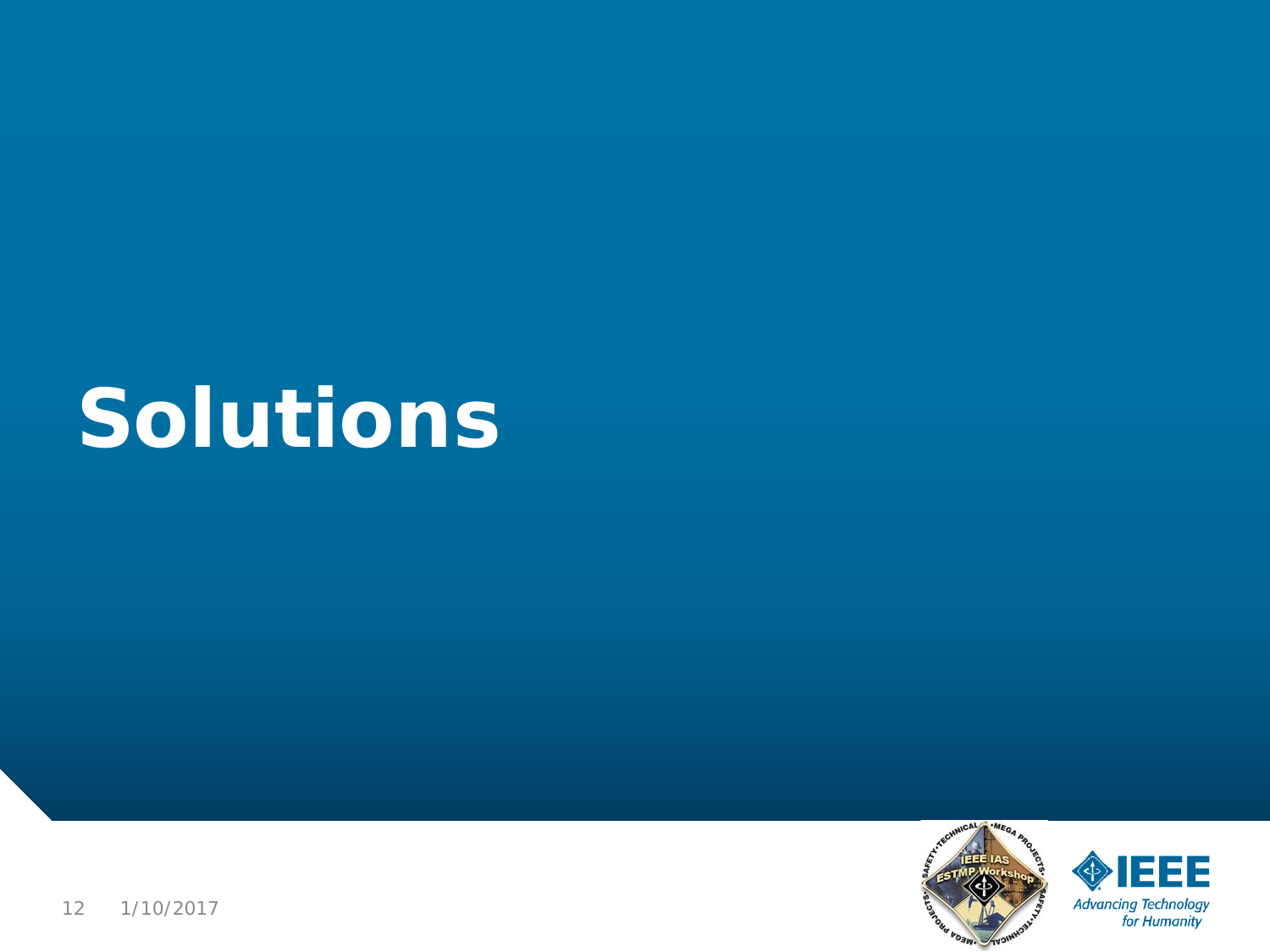# Solutions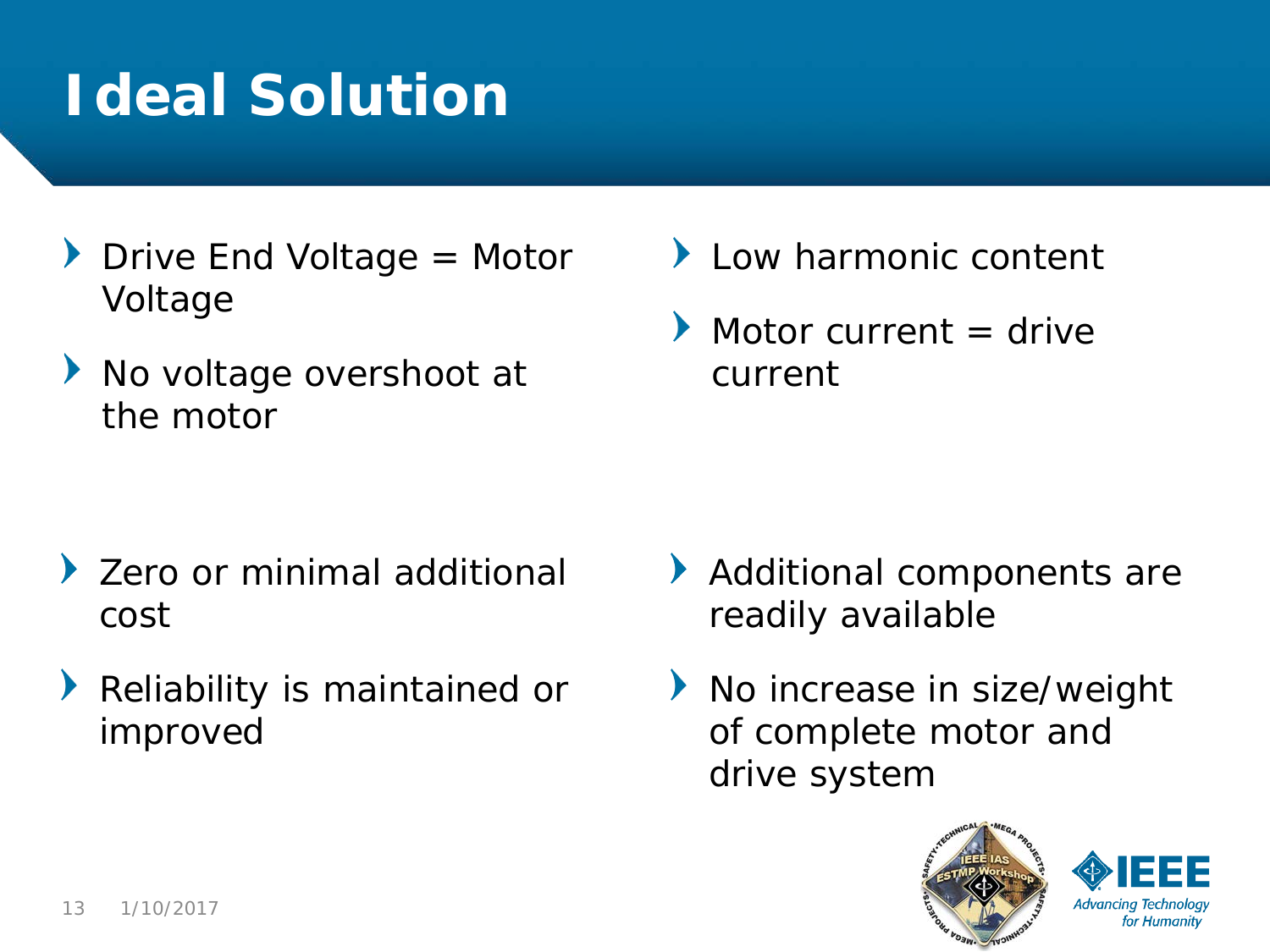# Ideal Solution

- Drive End Voltage = Motor Voltage
- No voltage overshoot at the motor
- Low harmonic content
- Motor current = drive current
- Zero or minimal additional cost
- Reliability is maintained or improved
- Additional components are readily available
- No increase in size/weight of complete motor and drive system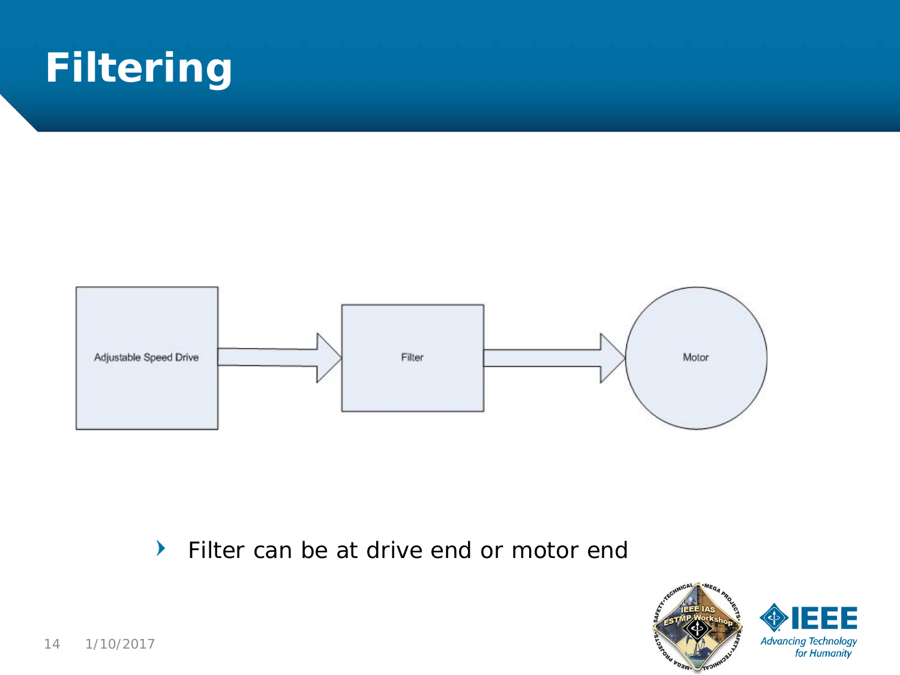# Filtering

Adjustable Speed Drive → Filter → Motor

- Filter can be at drive end or motor end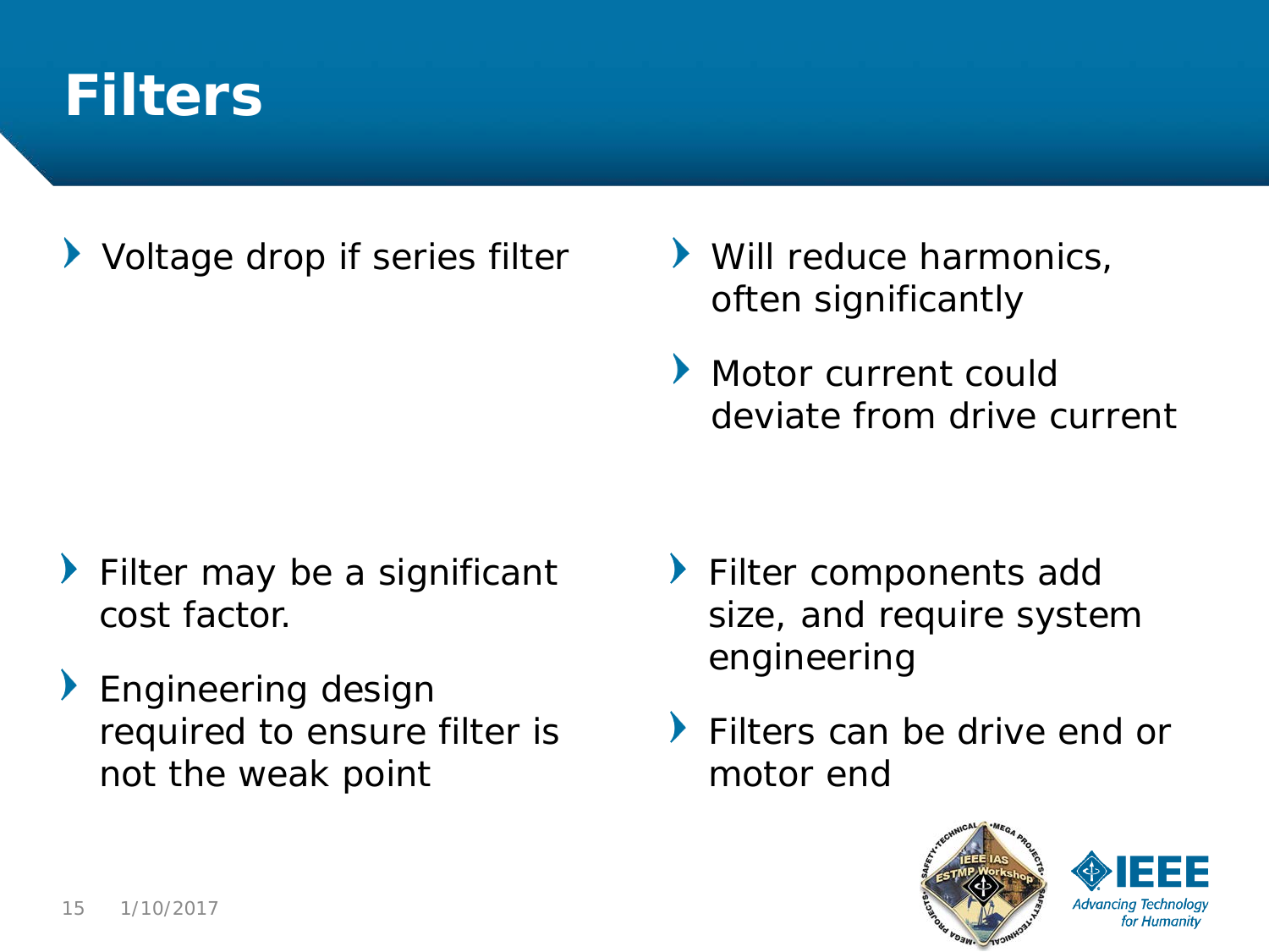# Filters

- Voltage drop if series filter
- Will reduce harmonics, often significantly
- Motor current could deviate from drive current
- Filter may be a significant cost factor.
- Engineering design required to ensure filter is not the weak point
- Filter components add size, and require system engineering
- Filters can be drive end or motor end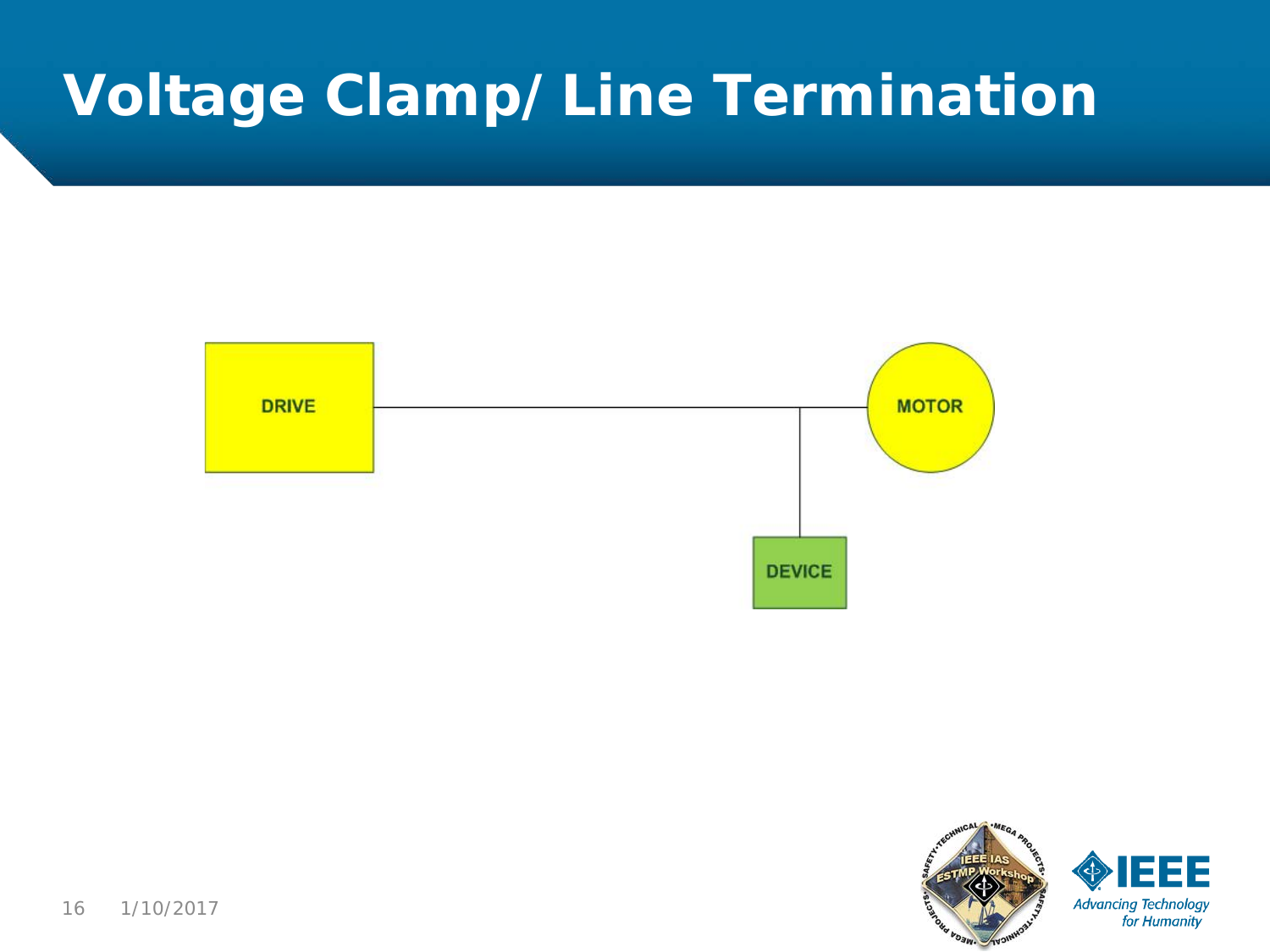# Voltage Clamp/ Line Termination

DRIVE

MOTOR

DEVICE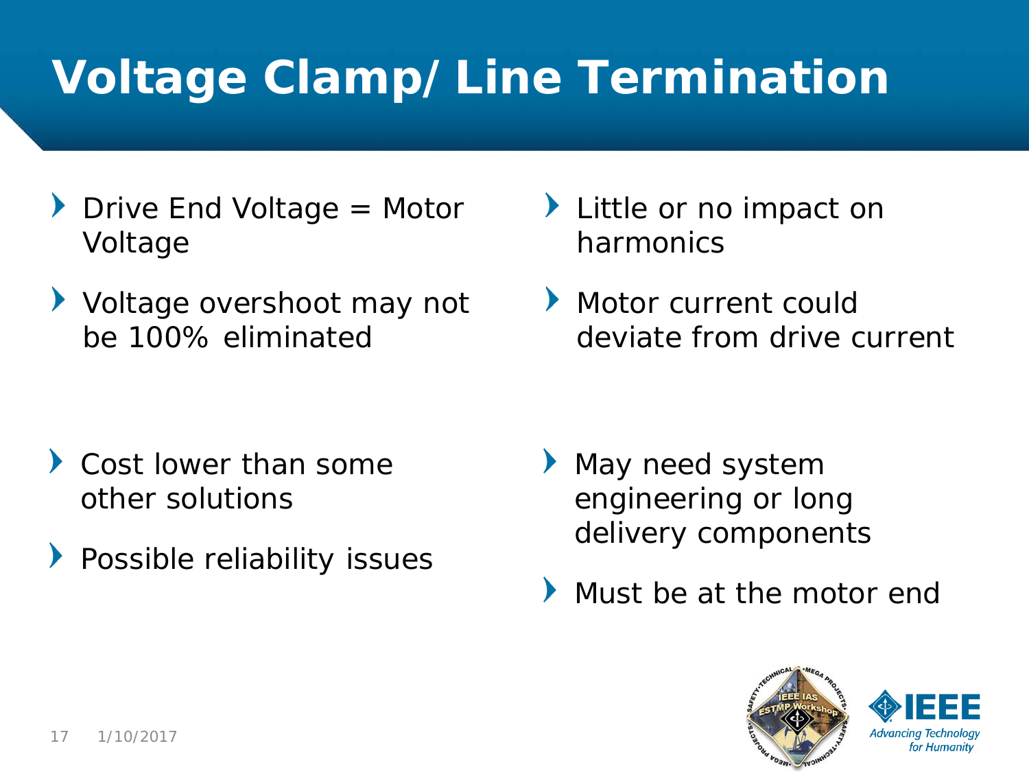# Voltage Clamp/ Line Termination

- Drive End Voltage = Motor Voltage
- Voltage overshoot may not be 100% eliminated
- Little or no impact on harmonics
- Motor current could deviate from drive current
- Cost lower than some other solutions
- Possible reliability issues
- May need system engineering or long delivery components
- Must be at the motor end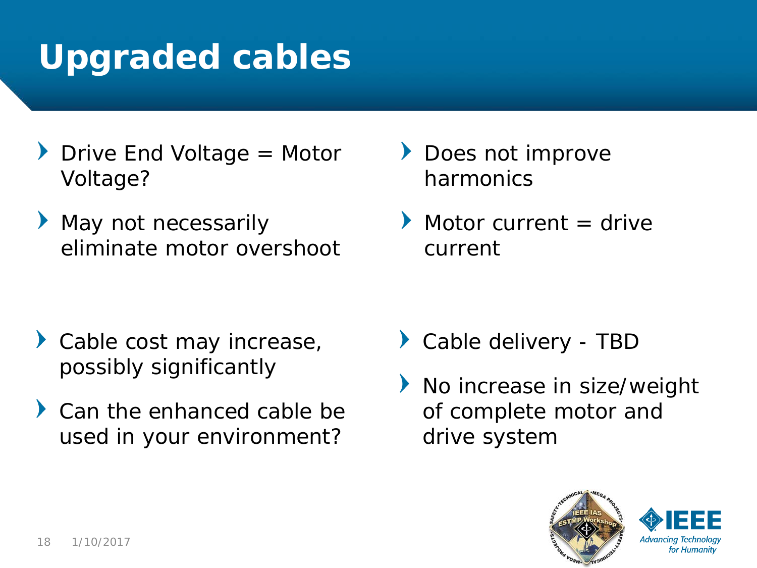# Upgraded cables

- Drive End Voltage = Motor Voltage?
- May not necessarily eliminate motor overshoot
- Does not improve harmonics
- Motor current = drive current
- Cable cost may increase, possibly significantly
- Can the enhanced cable be used in your environment?
- Cable delivery - TBD
- No increase in size/weight of complete motor and drive system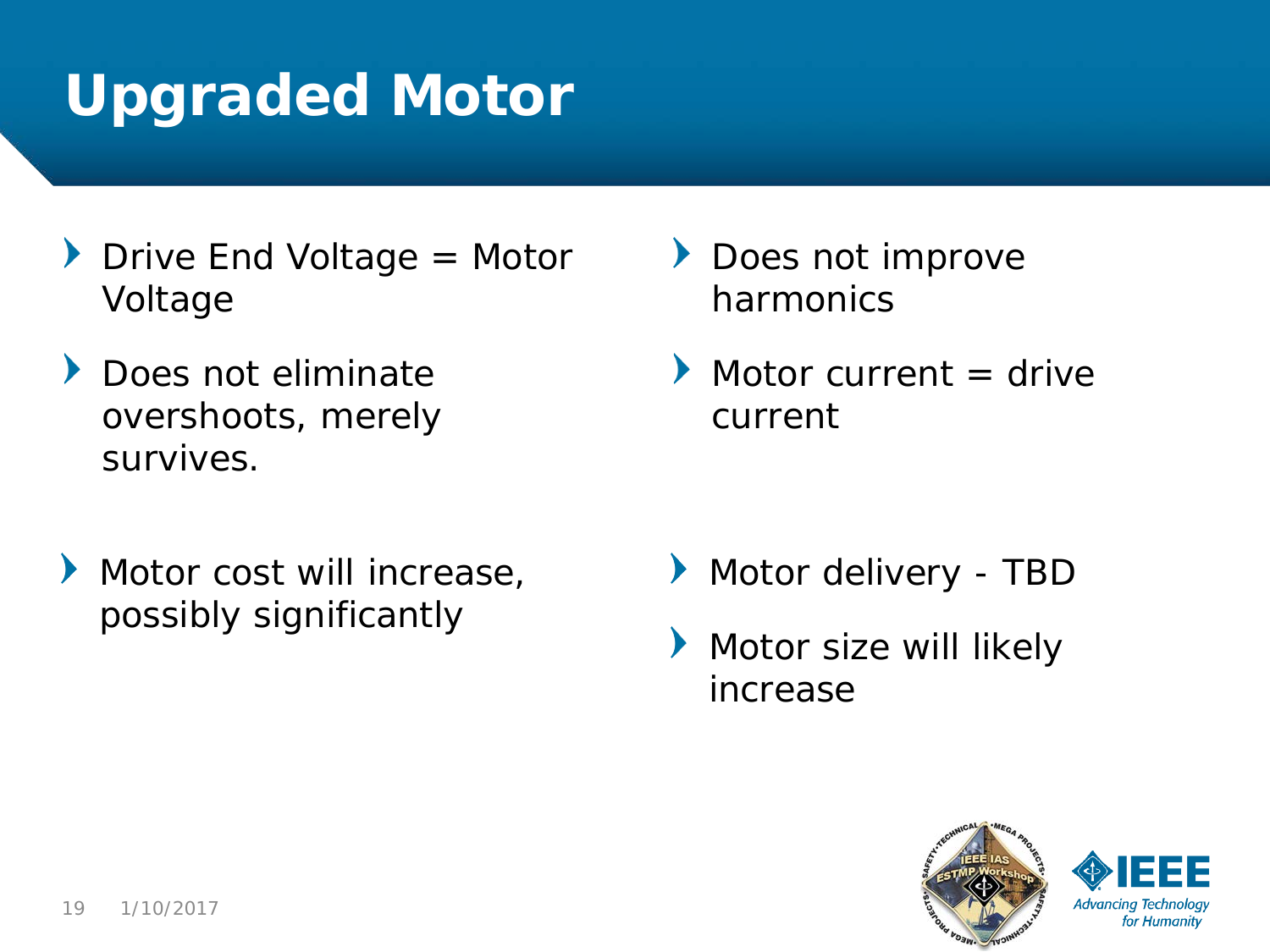# Upgraded Motor

- Drive End Voltage = Motor Voltage
- Does not eliminate overshoots, merely survives.
- Does not improve harmonics
- Motor current = drive current
- Motor cost will increase, possibly significantly
- Motor delivery - TBD
- Motor size will likely increase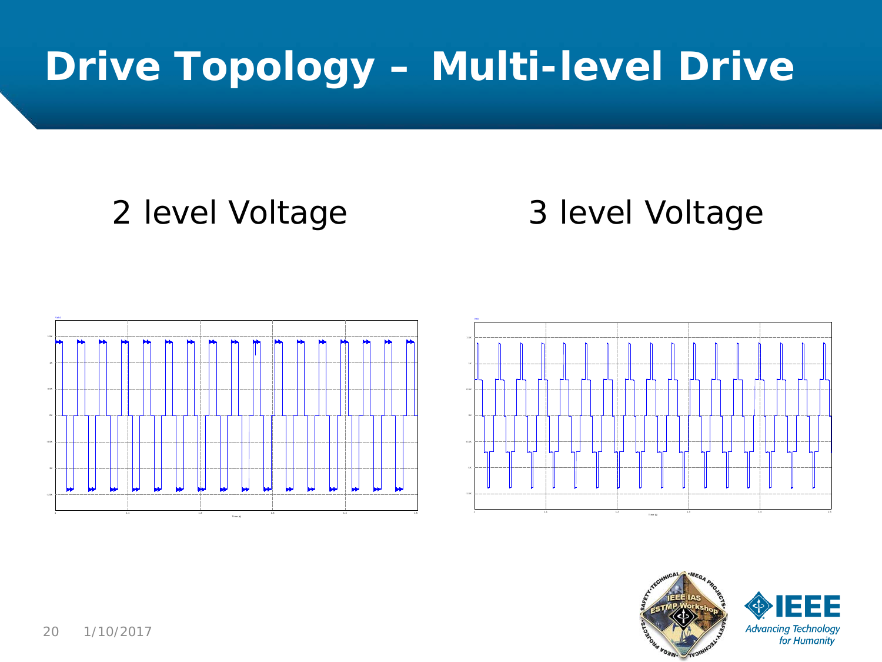# Drive Topology – Multi-level Drive

2 level Voltage

3 level Voltage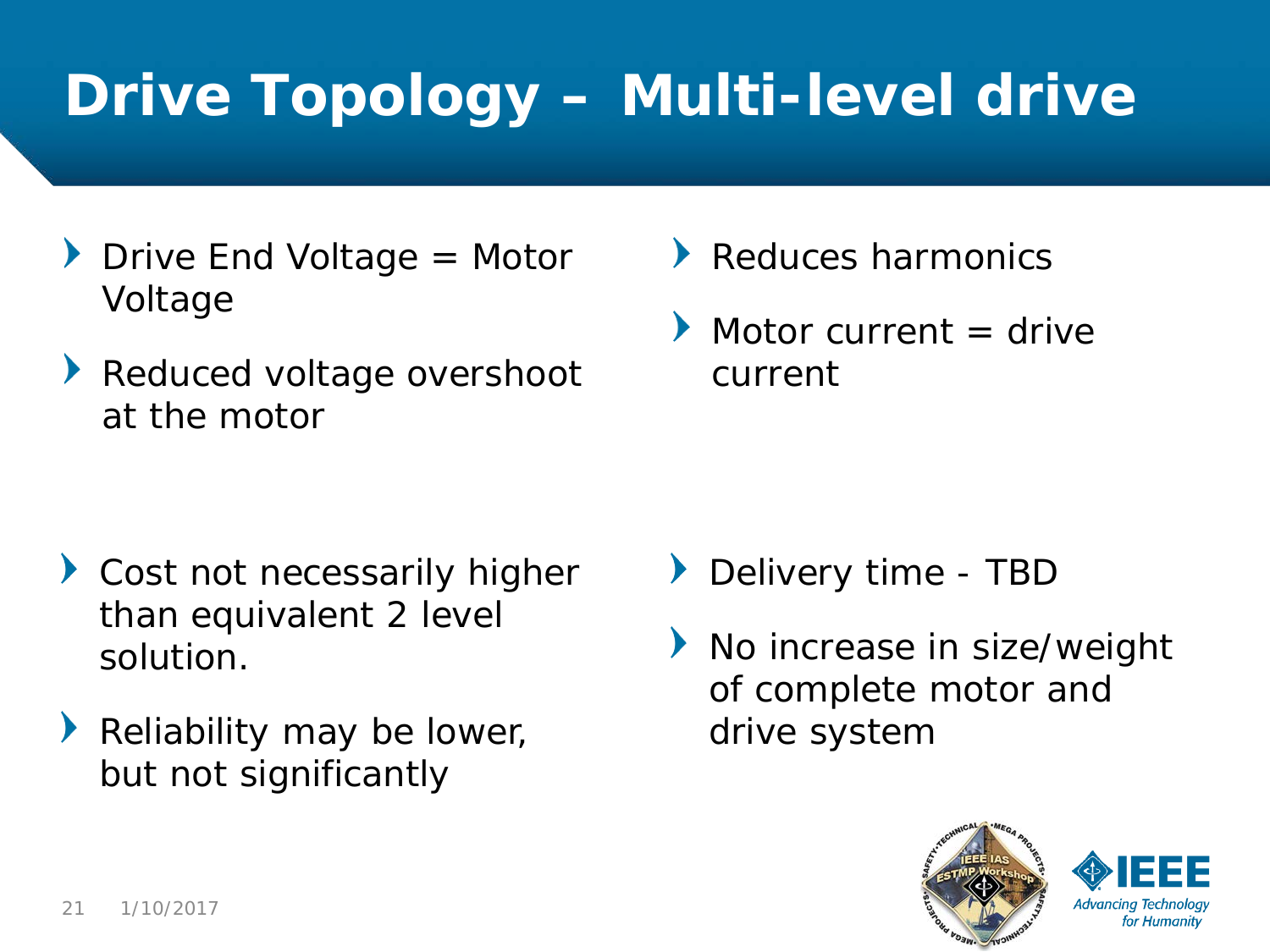# Drive Topology – Multi-level drive

- Drive End Voltage = Motor Voltage
- Reduced voltage overshoot at the motor
- Reduces harmonics
- Motor current = drive current
- Cost not necessarily higher than equivalent 2 level solution.
- Reliability may be lower, but not significantly
- Delivery time - TBD
- No increase in size/weight of complete motor and drive system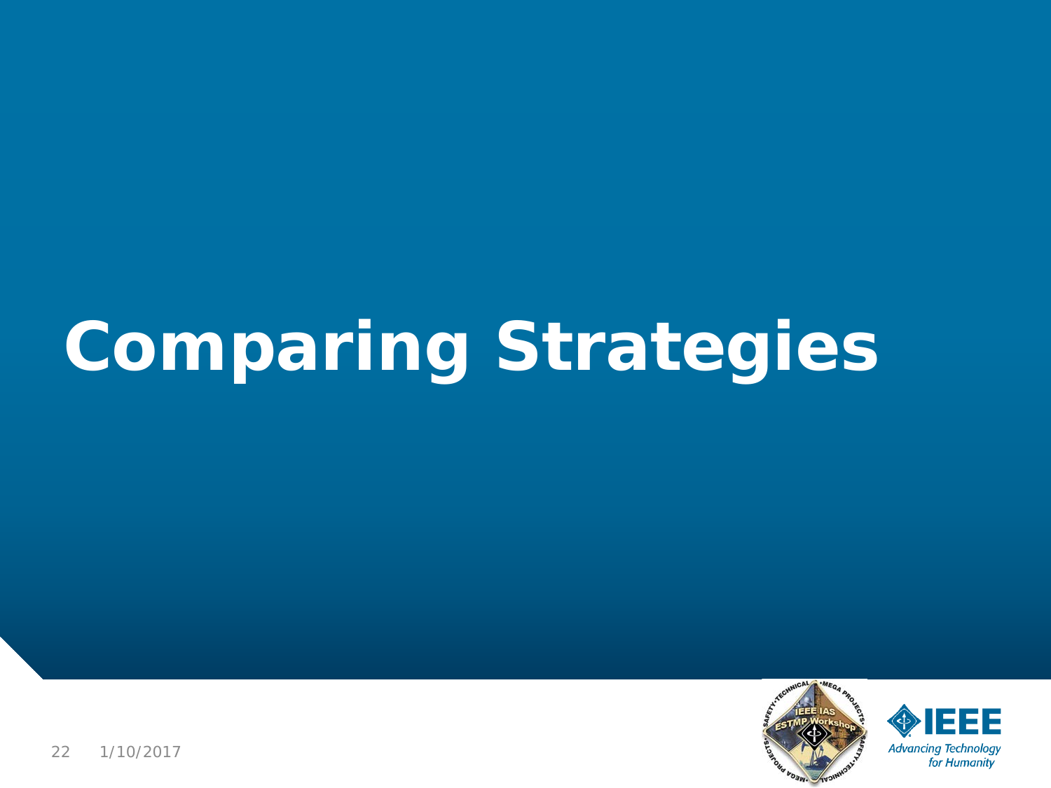# Comparing Strategies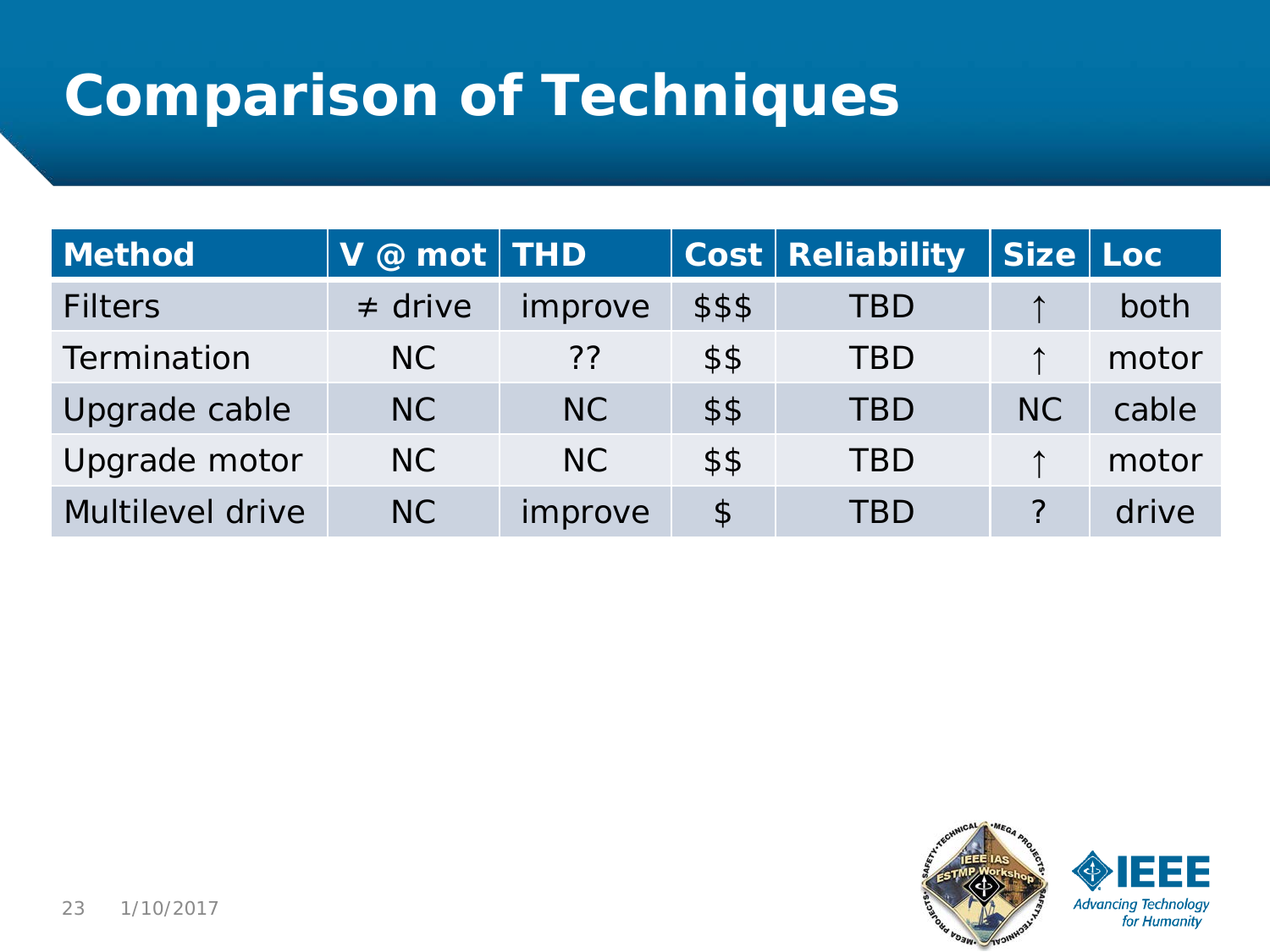# Comparison of Techniques

| Method | V @ mot | THD | Cost | Reliability | Size | Loc |
|---|---|---|---|---|---|---|
| Filters | ≠ drive | improve | $$$ | TBD | ↑ | both |
| Termination | NC | ?? | $$ | TBD | ↑ | motor |
| Upgrade cable | NC | NC | $$ | TBD | NC | cable |
| Upgrade motor | NC | NC | $$ | TBD | ↑ | motor |
| Multilevel drive | NC | improve | $ | TBD | ? | drive |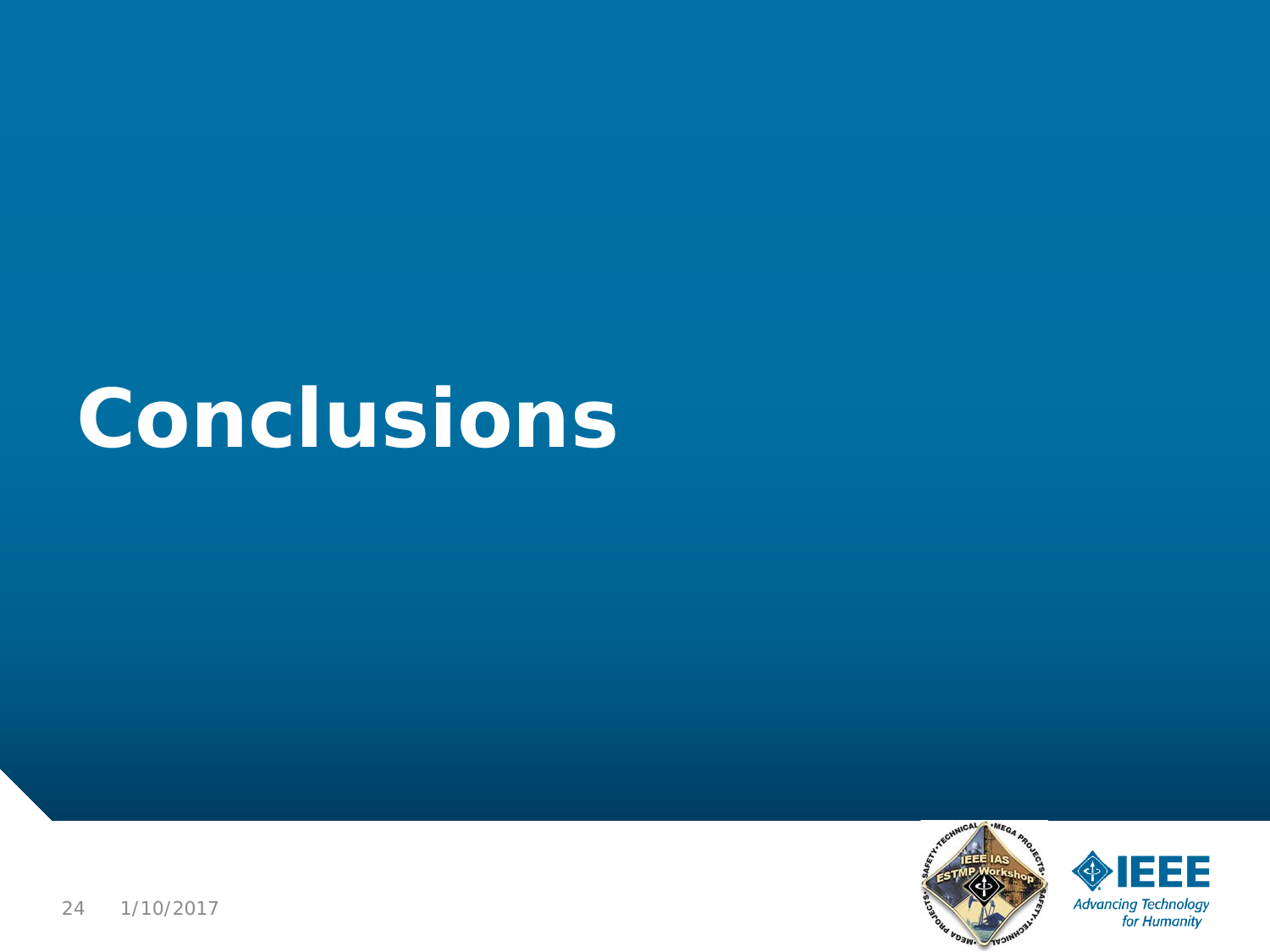# Conclusions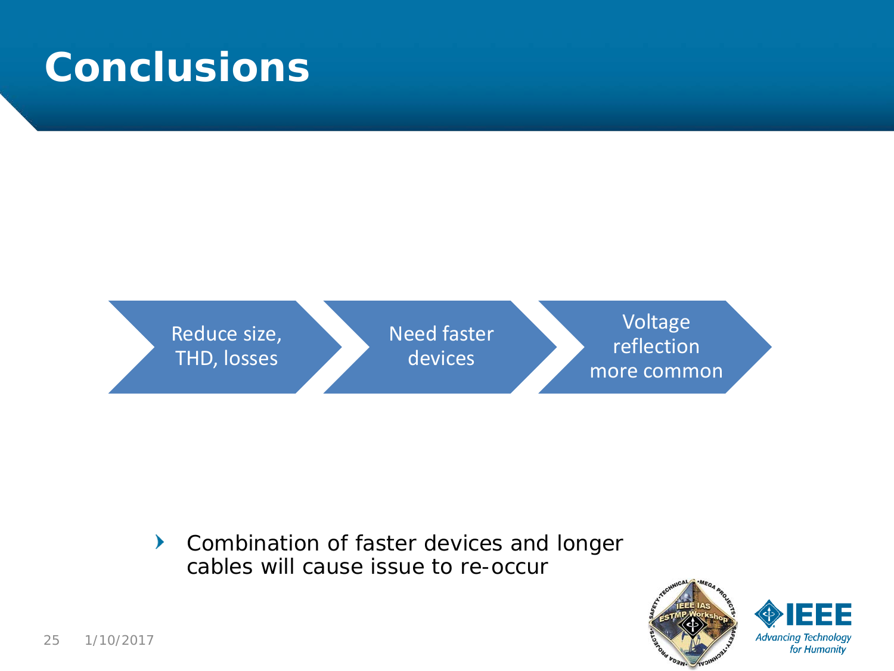# Conclusions

Reduce size, THD, losses → Need faster devices → Voltage reflection more common

- Combination of faster devices and longer cables will cause issue to re-occur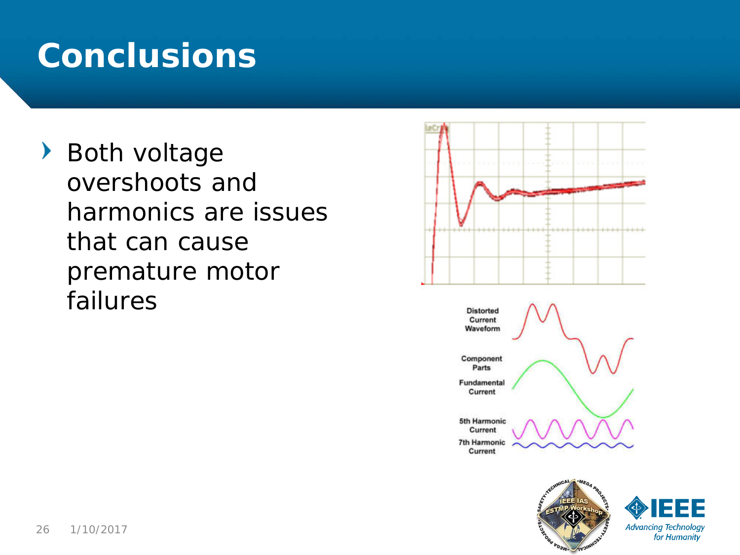# Conclusions

- Both voltage overshoots and harmonics are issues that can cause premature motor failures

Distorted Current Waveform

Component Parts

Fundamental Current

5th Harmonic Current

7th Harmonic Current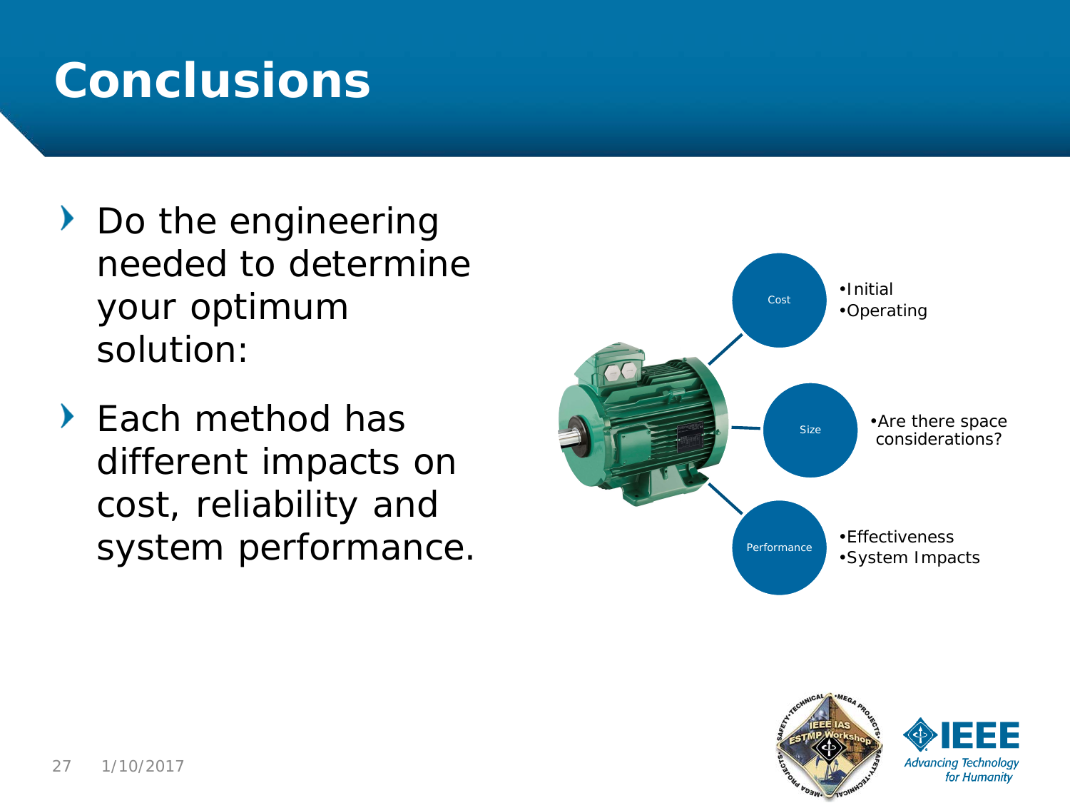# Conclusions

- Do the engineering needed to determine your optimum solution:
- Each method has different impacts on cost, reliability and system performance.

Cost
- Initial
- Operating

Size
- Are there space considerations?

Performance
- Effectiveness
- System Impacts